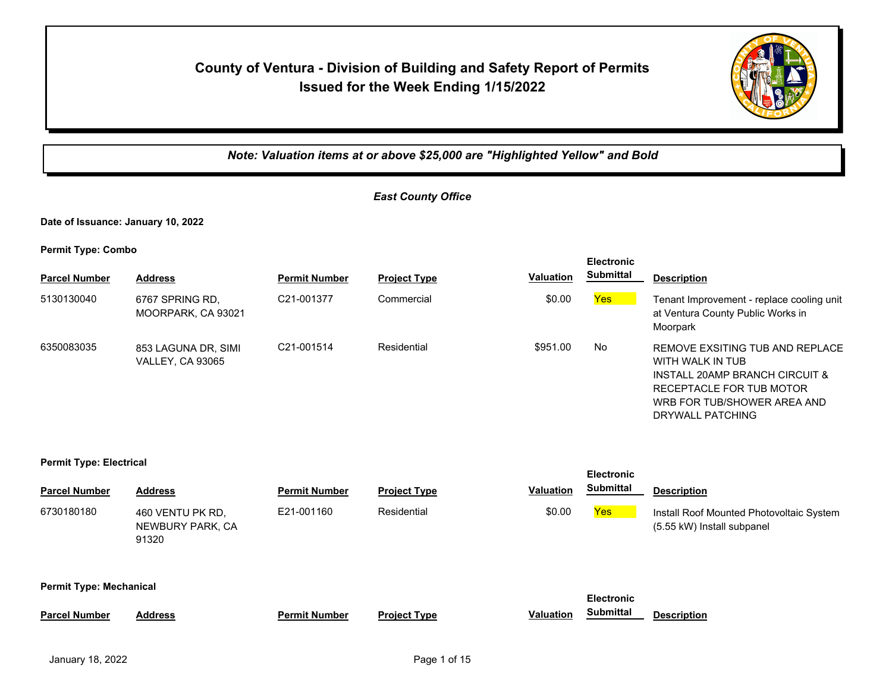# County of Ventura - Division of Building and Safety Report of Permits Issued for the Week Ending 1/15/2022

*Note: Valuation items at or above $25,000 are "Highlighted Yellow" and Bold*

## *East County Office*

**Date of Issuance: January 10, 2022**

**Permit Type: Combo**

| Parcel Number | Address | Permit Number | Project Type | Valuation | Electronic Submittal | Description |
|---|---|---|---|---|---|---|
| 5130130040 | 6767 SPRING RD, MOORPARK, CA 93021 | C21-001377 | Commercial | $0.00 | Yes | Tenant Improvement - replace cooling unit at Ventura County Public Works in Moorpark |
| 6350083035 | 853 LAGUNA DR, SIMI VALLEY, CA 93065 | C21-001514 | Residential | $951.00 | No | REMOVE EXSITING TUB AND REPLACE WITH WALK IN TUB INSTALL 20AMP BRANCH CIRCUIT & RECEPTACLE FOR TUB MOTOR WRB FOR TUB/SHOWER AREA AND DRYWALL PATCHING |

**Permit Type: Electrical**

| Parcel Number | Address | Permit Number | Project Type | Valuation | Electronic Submittal | Description |
|---|---|---|---|---|---|---|
| 6730180180 | 460 VENTU PK RD, NEWBURY PARK, CA 91320 | E21-001160 | Residential | $0.00 | Yes | Install Roof Mounted Photovoltaic System (5.55 kW) Install subpanel |

**Permit Type: Mechanical**

| Parcel Number | Address | Permit Number | Project Type | Valuation | Electronic Submittal | Description |
|---|---|---|---|---|---|---|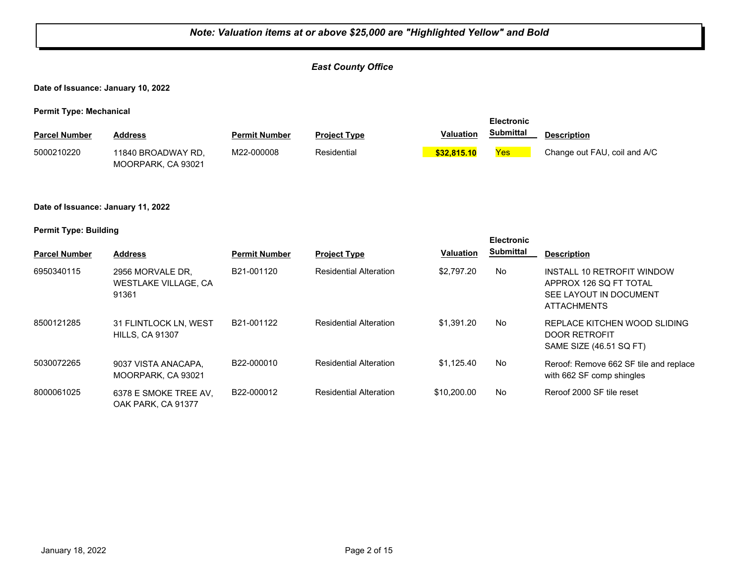***Note: Valuation items at or above $25,000 are "Highlighted Yellow" and Bold***

***East County Office***

**Date of Issuance: January 10, 2022**

**Permit Type: Mechanical**

| Parcel Number | Address | Permit Number | Project Type | Valuation | Electronic Submittal | Description |
|---|---|---|---|---|---|---|
| 5000210220 | 11840 BROADWAY RD, MOORPARK, CA 93021 | M22-000008 | Residential | **$32,815.10** | Yes | Change out FAU, coil and A/C |

**Date of Issuance: January 11, 2022**

**Permit Type: Building**

| Parcel Number | Address | Permit Number | Project Type | Valuation | Electronic Submittal | Description |
|---|---|---|---|---|---|---|
| 6950340115 | 2956 MORVALE DR, WESTLAKE VILLAGE, CA 91361 | B21-001120 | Residential Alteration | $2,797.20 | No | INSTALL 10 RETROFIT WINDOW APPROX 126 SQ FT TOTAL SEE LAYOUT IN DOCUMENT ATTACHMENTS |
| 8500121285 | 31 FLINTLOCK LN, WEST HILLS, CA 91307 | B21-001122 | Residential Alteration | $1,391.20 | No | REPLACE KITCHEN WOOD SLIDING DOOR RETROFIT SAME SIZE (46.51 SQ FT) |
| 5030072265 | 9037 VISTA ANACAPA, MOORPARK, CA 93021 | B22-000010 | Residential Alteration | $1,125.40 | No | Reroof: Remove 662 SF tile and replace with 662 SF comp shingles |
| 8000061025 | 6378 E SMOKE TREE AV, OAK PARK, CA 91377 | B22-000012 | Residential Alteration | $10,200.00 | No | Reroof 2000 SF tile reset |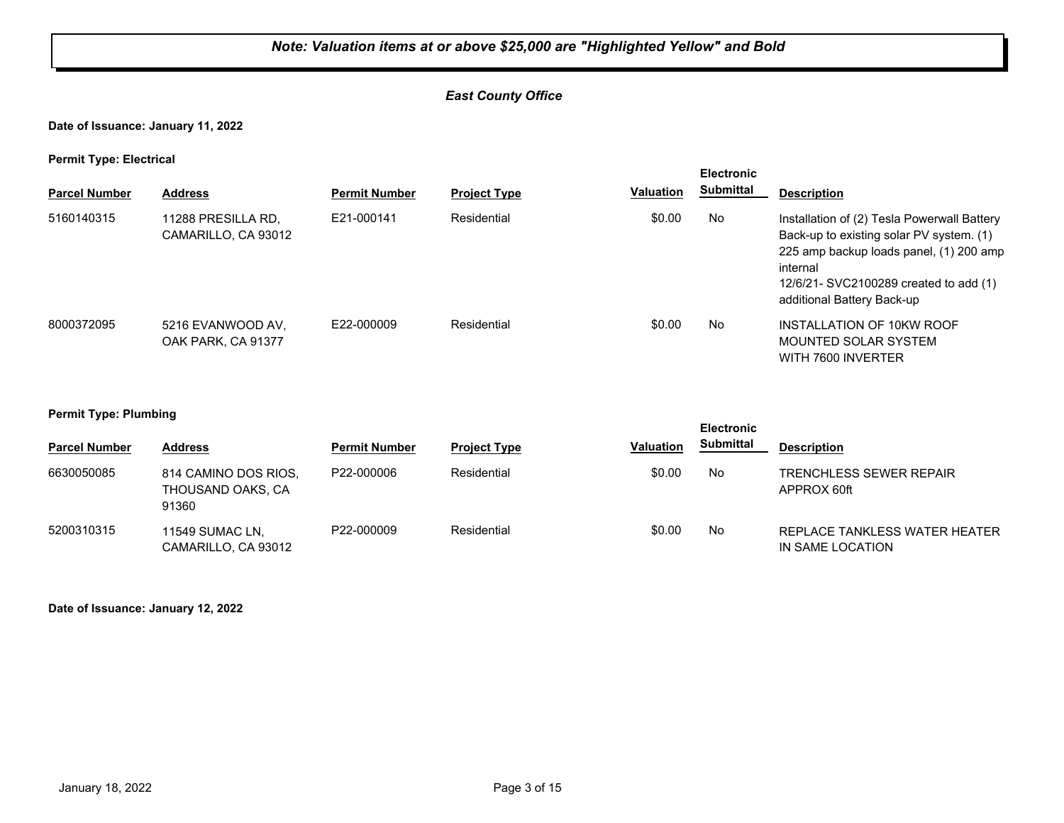***Note: Valuation items at or above $25,000 are "Highlighted Yellow" and Bold***

***East County Office***

**Date of Issuance: January 11, 2022**

**Permit Type: Electrical**

| Parcel Number | Address | Permit Number | Project Type | Valuation | Electronic Submittal | Description |
|---|---|---|---|---|---|---|
| 5160140315 | 11288 PRESILLA RD, CAMARILLO, CA 93012 | E21-000141 | Residential | $0.00 | No | Installation of (2) Tesla Powerwall Battery Back-up to existing solar PV system. (1) 225 amp backup loads panel, (1) 200 amp internal 12/6/21- SVC2100289 created to add (1) additional Battery Back-up |
| 8000372095 | 5216 EVANWOOD AV, OAK PARK, CA 91377 | E22-000009 | Residential | $0.00 | No | INSTALLATION OF 10KW ROOF MOUNTED SOLAR SYSTEM WITH 7600 INVERTER |

**Permit Type: Plumbing**

| Parcel Number | Address | Permit Number | Project Type | Valuation | Electronic Submittal | Description |
|---|---|---|---|---|---|---|
| 6630050085 | 814 CAMINO DOS RIOS, THOUSAND OAKS, CA 91360 | P22-000006 | Residential | $0.00 | No | TRENCHLESS SEWER REPAIR APPROX 60ft |
| 5200310315 | 11549 SUMAC LN, CAMARILLO, CA 93012 | P22-000009 | Residential | $0.00 | No | REPLACE TANKLESS WATER HEATER IN SAME LOCATION |

**Date of Issuance: January 12, 2022**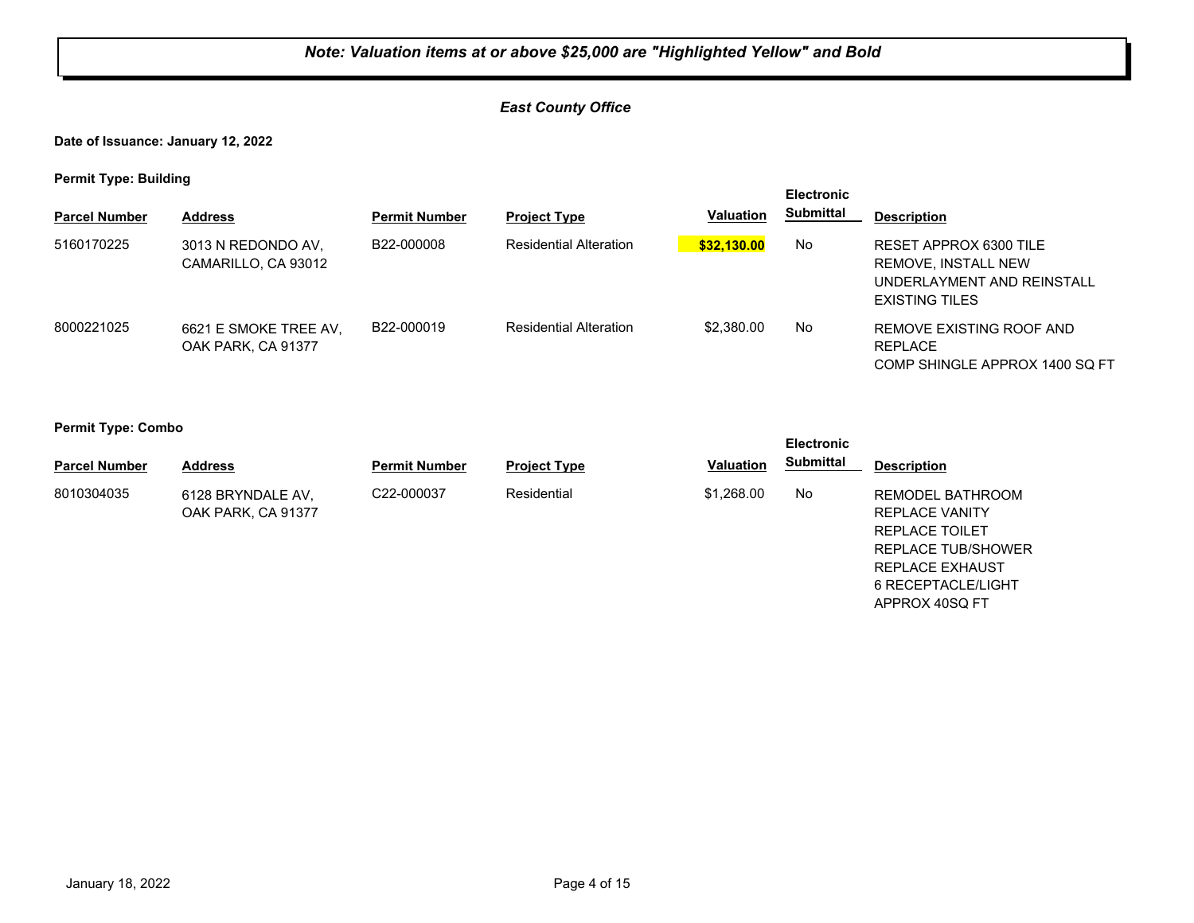***Note: Valuation items at or above $25,000 are "Highlighted Yellow" and Bold***

***East County Office***

**Date of Issuance: January 12, 2022**

**Permit Type: Building**

| Parcel Number | Address | Permit Number | Project Type | Valuation | Electronic Submittal | Description |
|---|---|---|---|---|---|---|
| 5160170225 | 3013 N REDONDO AV, CAMARILLO, CA 93012 | B22-000008 | Residential Alteration | **$32,130.00** | No | RESET APPROX 6300 TILE REMOVE, INSTALL NEW UNDERLAYMENT AND REINSTALL EXISTING TILES |
| 8000221025 | 6621 E SMOKE TREE AV, OAK PARK, CA 91377 | B22-000019 | Residential Alteration | $2,380.00 | No | REMOVE EXISTING ROOF AND REPLACE COMP SHINGLE APPROX 1400 SQ FT |

**Permit Type: Combo**

| Parcel Number | Address | Permit Number | Project Type | Valuation | Electronic Submittal | Description |
|---|---|---|---|---|---|---|
| 8010304035 | 6128 BRYNDALE AV, OAK PARK, CA 91377 | C22-000037 | Residential | $1,268.00 | No | REMODEL BATHROOM REPLACE VANITY REPLACE TOILET REPLACE TUB/SHOWER REPLACE EXHAUST 6 RECEPTACLE/LIGHT APPROX 40SQ FT |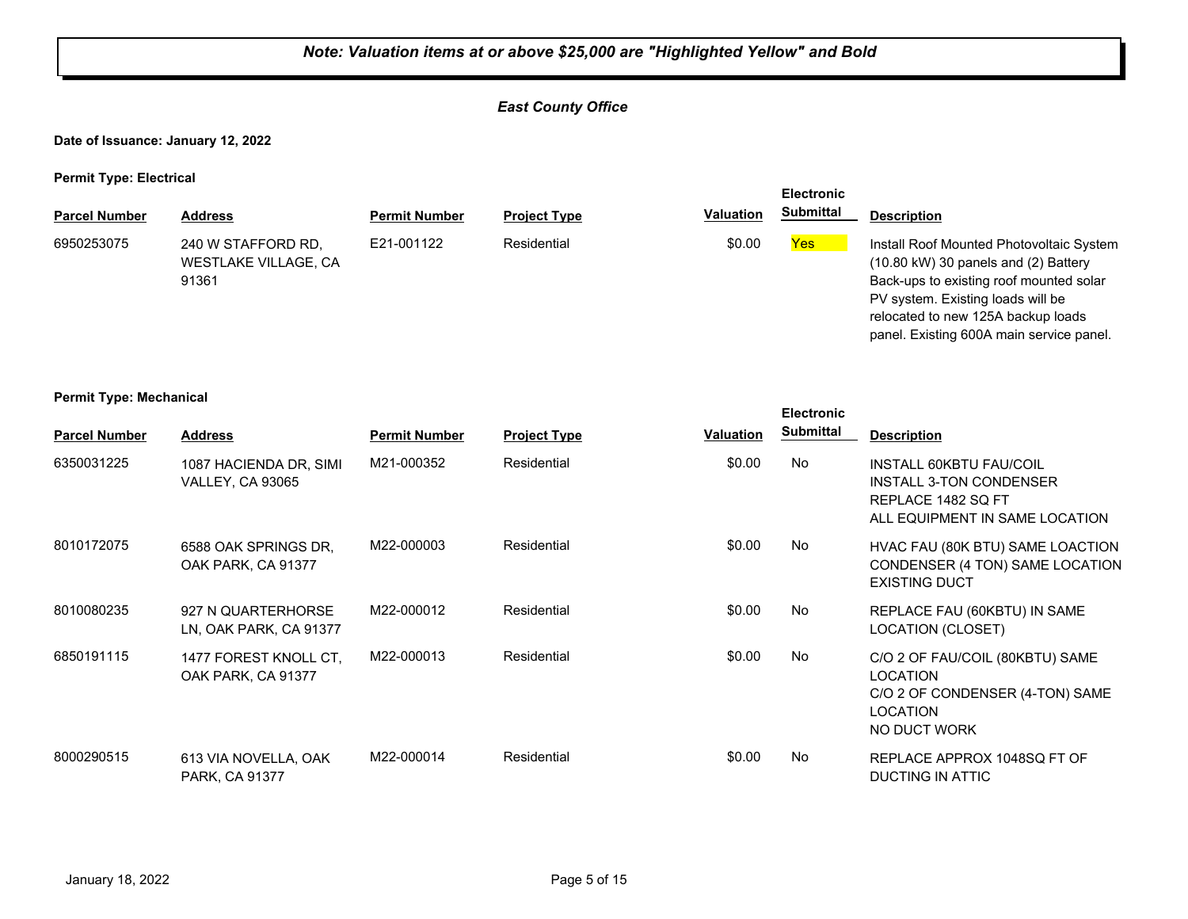***Note: Valuation items at or above $25,000 are "Highlighted Yellow" and Bold***

***East County Office***

**Date of Issuance: January 12, 2022**

**Permit Type: Electrical**

| Parcel Number | Address | Permit Number | Project Type | Valuation | Electronic Submittal | Description |
|---|---|---|---|---|---|---|
| 6950253075 | 240 W STAFFORD RD, WESTLAKE VILLAGE, CA 91361 | E21-001122 | Residential | $0.00 | Yes | Install Roof Mounted Photovoltaic System (10.80 kW) 30 panels and (2) Battery Back-ups to existing roof mounted solar PV system. Existing loads will be relocated to new 125A backup loads panel. Existing 600A main service panel. |

**Permit Type: Mechanical**

| Parcel Number | Address | Permit Number | Project Type | Valuation | Electronic Submittal | Description |
|---|---|---|---|---|---|---|
| 6350031225 | 1087 HACIENDA DR, SIMI VALLEY, CA 93065 | M21-000352 | Residential | $0.00 | No | INSTALL 60KBTU FAU/COIL INSTALL 3-TON CONDENSER REPLACE 1482 SQ FT ALL EQUIPMENT IN SAME LOCATION |
| 8010172075 | 6588 OAK SPRINGS DR, OAK PARK, CA 91377 | M22-000003 | Residential | $0.00 | No | HVAC FAU (80K BTU) SAME LOACTION CONDENSER (4 TON) SAME LOCATION EXISTING DUCT |
| 8010080235 | 927 N QUARTERHORSE LN, OAK PARK, CA 91377 | M22-000012 | Residential | $0.00 | No | REPLACE FAU (60KBTU) IN SAME LOCATION (CLOSET) |
| 6850191115 | 1477 FOREST KNOLL CT, OAK PARK, CA 91377 | M22-000013 | Residential | $0.00 | No | C/O 2 OF FAU/COIL (80KBTU) SAME LOCATION C/O 2 OF CONDENSER (4-TON) SAME LOCATION NO DUCT WORK |
| 8000290515 | 613 VIA NOVELLA, OAK PARK, CA 91377 | M22-000014 | Residential | $0.00 | No | REPLACE APPROX 1048SQ FT OF DUCTING IN ATTIC |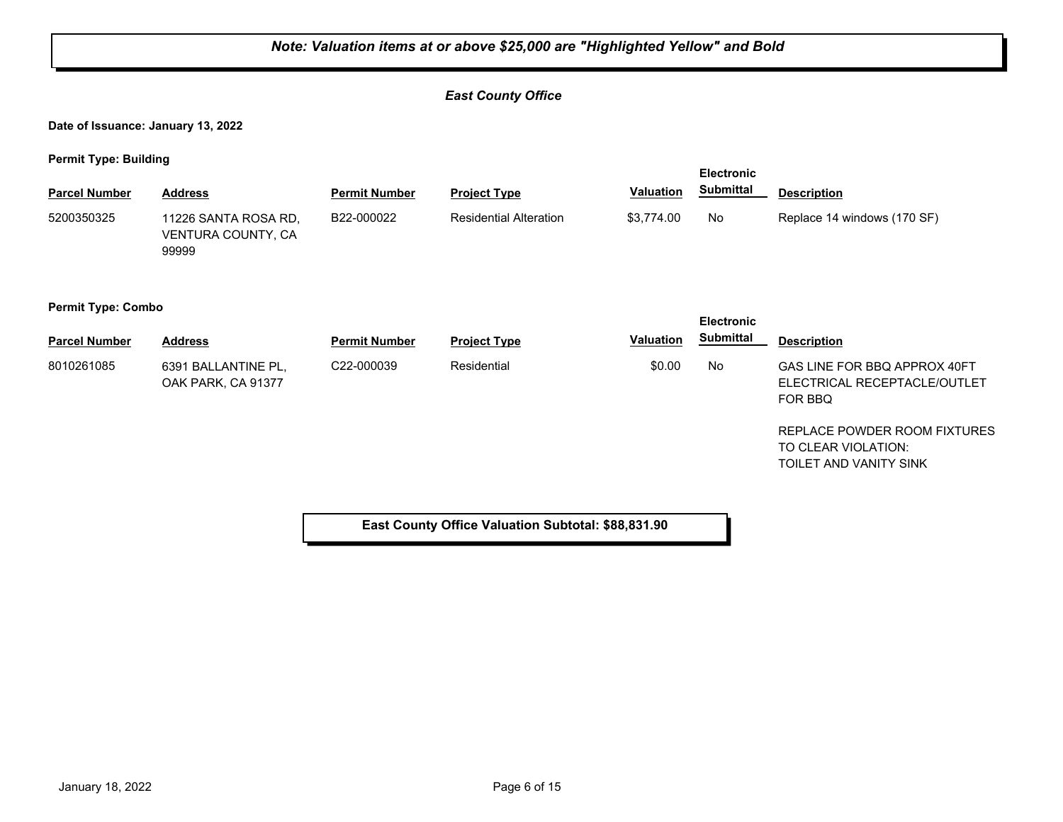***Note: Valuation items at or above $25,000 are "Highlighted Yellow" and Bold***

***East County Office***

**Date of Issuance: January 13, 2022**

**Permit Type: Building**

| Parcel Number | Address | Permit Number | Project Type | Valuation | Electronic Submittal | Description |
|---|---|---|---|---|---|---|
| 5200350325 | 11226 SANTA ROSA RD, VENTURA COUNTY, CA 99999 | B22-000022 | Residential Alteration | $3,774.00 | No | Replace 14 windows (170 SF) |

**Permit Type: Combo**

| Parcel Number | Address | Permit Number | Project Type | Valuation | Electronic Submittal | Description |
|---|---|---|---|---|---|---|
| 8010261085 | 6391 BALLANTINE PL, OAK PARK, CA 91377 | C22-000039 | Residential | $0.00 | No | GAS LINE FOR BBQ APPROX 40FT ELECTRICAL RECEPTACLE/OUTLET FOR BBQ<br><br>REPLACE POWDER ROOM FIXTURES TO CLEAR VIOLATION: TOILET AND VANITY SINK |

**East County Office Valuation Subtotal: $88,831.90**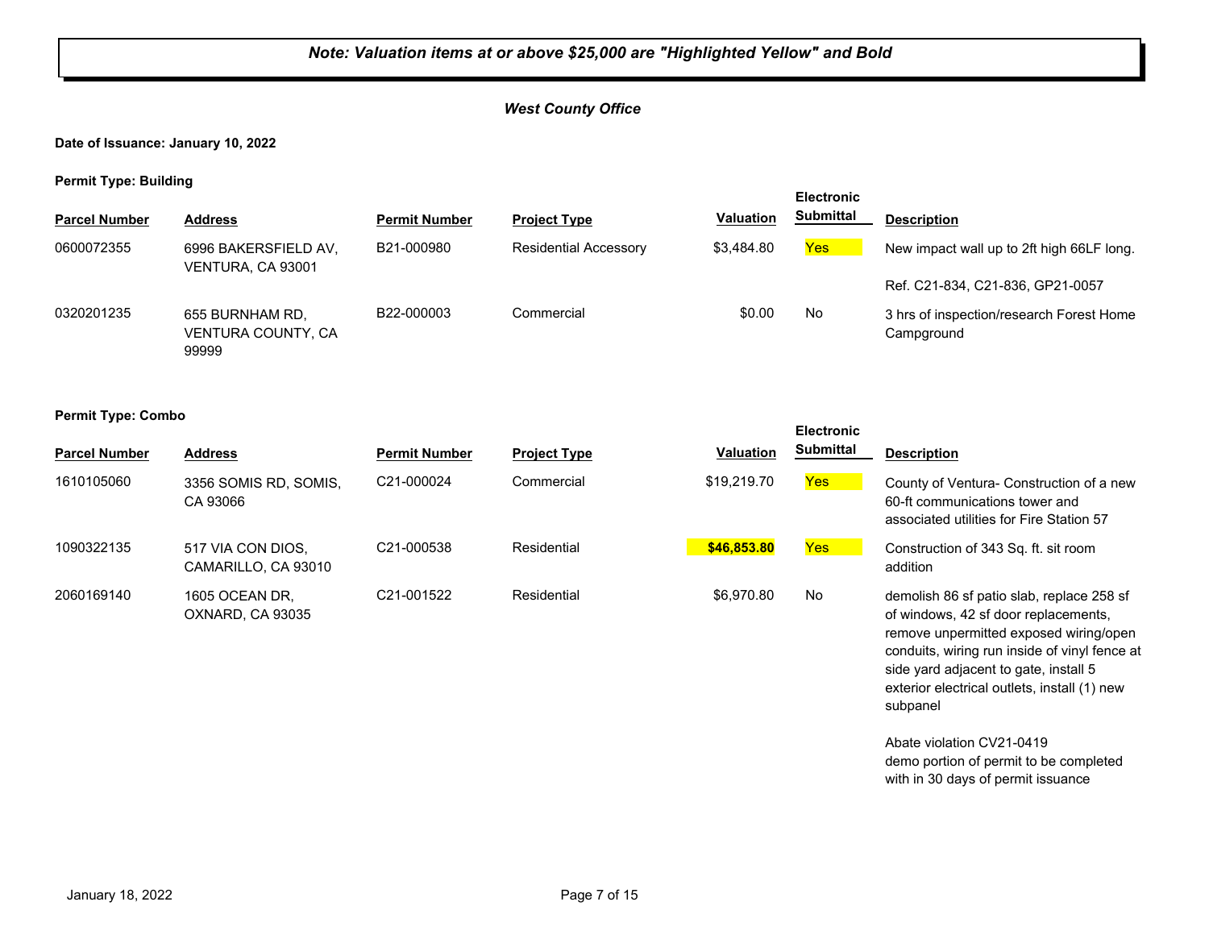***Note: Valuation items at or above $25,000 are "Highlighted Yellow" and Bold***

***West County Office***

**Date of Issuance: January 10, 2022**

**Permit Type: Building**

| Parcel Number | Address | Permit Number | Project Type | Valuation | Electronic Submittal | Description |
|---|---|---|---|---|---|---|
| 0600072355 | 6996 BAKERSFIELD AV, VENTURA, CA 93001 | B21-000980 | Residential Accessory | $3,484.80 | Yes | New impact wall up to 2ft high 66LF long.<br><br>Ref. C21-834, C21-836, GP21-0057 |
| 0320201235 | 655 BURNHAM RD, VENTURA COUNTY, CA 99999 | B22-000003 | Commercial | $0.00 | No | 3 hrs of inspection/research Forest Home Campground |

**Permit Type: Combo**

| Parcel Number | Address | Permit Number | Project Type | Valuation | Electronic Submittal | Description |
|---|---|---|---|---|---|---|
| 1610105060 | 3356 SOMIS RD, SOMIS, CA 93066 | C21-000024 | Commercial | $19,219.70 | Yes | County of Ventura- Construction of a new 60-ft communications tower and associated utilities for Fire Station 57 |
| 1090322135 | 517 VIA CON DIOS, CAMARILLO, CA 93010 | C21-000538 | Residential | **$46,853.80** | Yes | Construction of 343 Sq. ft. sit room addition |
| 2060169140 | 1605 OCEAN DR, OXNARD, CA 93035 | C21-001522 | Residential | $6,970.80 | No | demolish 86 sf patio slab, replace 258 sf of windows, 42 sf door replacements, remove unpermitted exposed wiring/open conduits, wiring run inside of vinyl fence at side yard adjacent to gate, install 5 exterior electrical outlets, install (1) new subpanel<br><br>Abate violation CV21-0419<br>demo portion of permit to be completed with in 30 days of permit issuance |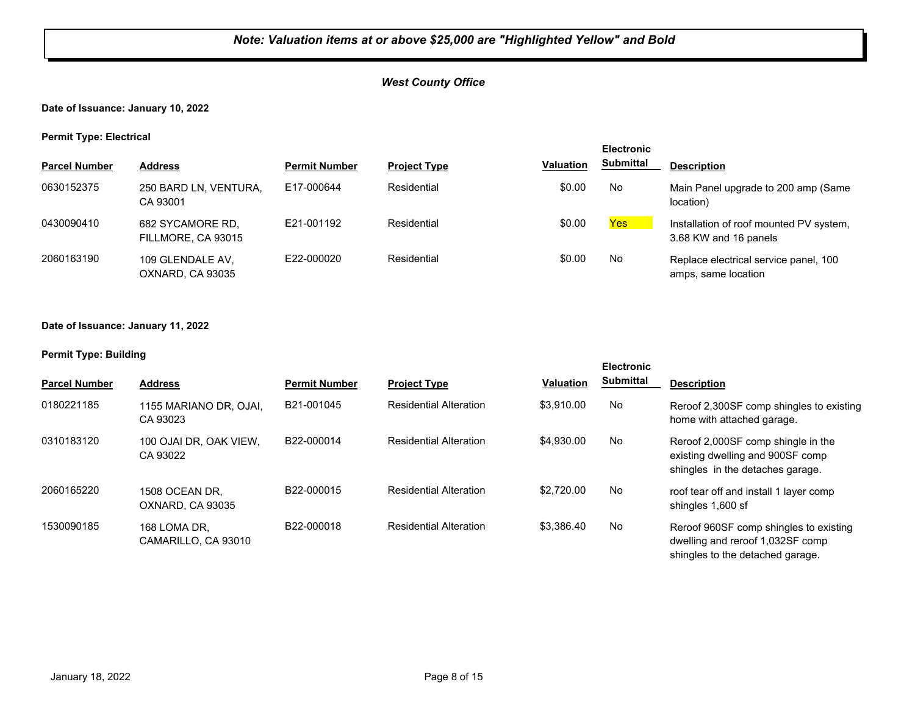***Note: Valuation items at or above $25,000 are "Highlighted Yellow" and Bold***

***West County Office***

**Date of Issuance: January 10, 2022**

**Permit Type: Electrical**

| Parcel Number | Address | Permit Number | Project Type | Valuation | Electronic Submittal | Description |
|---|---|---|---|---|---|---|
| 0630152375 | 250 BARD LN, VENTURA, CA 93001 | E17-000644 | Residential | $0.00 | No | Main Panel upgrade to 200 amp (Same location) |
| 0430090410 | 682 SYCAMORE RD, FILLMORE, CA 93015 | E21-001192 | Residential | $0.00 | Yes | Installation of roof mounted PV system, 3.68 KW and 16 panels |
| 2060163190 | 109 GLENDALE AV, OXNARD, CA 93035 | E22-000020 | Residential | $0.00 | No | Replace electrical service panel, 100 amps, same location |

**Date of Issuance: January 11, 2022**

**Permit Type: Building**

| Parcel Number | Address | Permit Number | Project Type | Valuation | Electronic Submittal | Description |
|---|---|---|---|---|---|---|
| 0180221185 | 1155 MARIANO DR, OJAI, CA 93023 | B21-001045 | Residential Alteration | $3,910.00 | No | Reroof 2,300SF comp shingles to existing home with attached garage. |
| 0310183120 | 100 OJAI DR, OAK VIEW, CA 93022 | B22-000014 | Residential Alteration | $4,930.00 | No | Reroof 2,000SF comp shingle in the existing dwelling and 900SF comp shingles in the detaches garage. |
| 2060165220 | 1508 OCEAN DR, OXNARD, CA 93035 | B22-000015 | Residential Alteration | $2,720.00 | No | roof tear off and install 1 layer comp shingles 1,600 sf |
| 1530090185 | 168 LOMA DR, CAMARILLO, CA 93010 | B22-000018 | Residential Alteration | $3,386.40 | No | Reroof 960SF comp shingles to existing dwelling and reroof 1,032SF comp shingles to the detached garage. |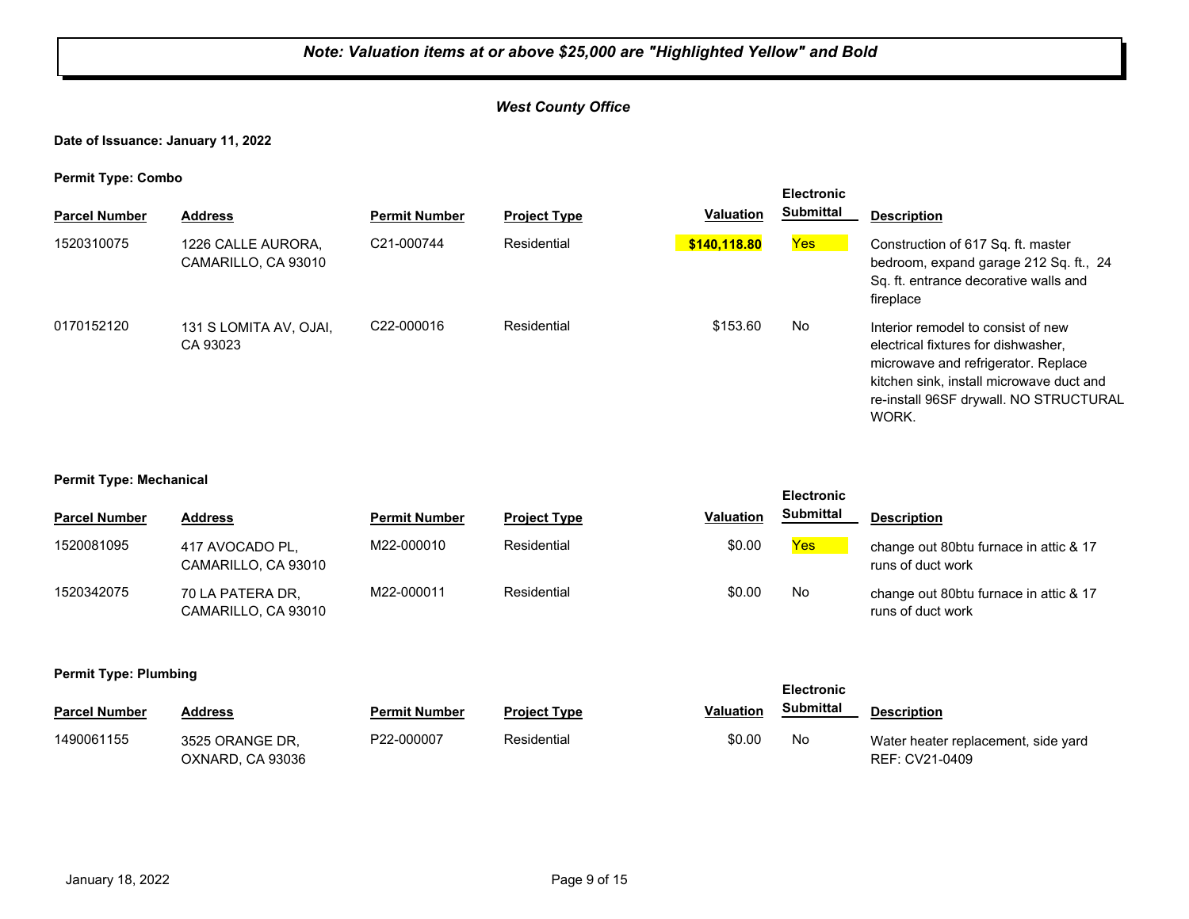*Note: Valuation items at or above $25,000 are "Highlighted Yellow" and Bold*

***West County Office***

**Date of Issuance: January 11, 2022**

**Permit Type: Combo**

| Parcel Number | Address | Permit Number | Project Type | Valuation | Electronic Submittal | Description |
|---|---|---|---|---|---|---|
| 1520310075 | 1226 CALLE AURORA, CAMARILLO, CA 93010 | C21-000744 | Residential | **$140,118.80** | Yes | Construction of 617 Sq. ft. master bedroom, expand garage 212 Sq. ft., 24 Sq. ft. entrance decorative walls and fireplace |
| 0170152120 | 131 S LOMITA AV, OJAI, CA 93023 | C22-000016 | Residential | $153.60 | No | Interior remodel to consist of new electrical fixtures for dishwasher, microwave and refrigerator. Replace kitchen sink, install microwave duct and re-install 96SF drywall. NO STRUCTURAL WORK. |

**Permit Type: Mechanical**

| Parcel Number | Address | Permit Number | Project Type | Valuation | Electronic Submittal | Description |
|---|---|---|---|---|---|---|
| 1520081095 | 417 AVOCADO PL, CAMARILLO, CA 93010 | M22-000010 | Residential | $0.00 | Yes | change out 80btu furnace in attic & 17 runs of duct work |
| 1520342075 | 70 LA PATERA DR, CAMARILLO, CA 93010 | M22-000011 | Residential | $0.00 | No | change out 80btu furnace in attic & 17 runs of duct work |

**Permit Type: Plumbing**

| Parcel Number | Address | Permit Number | Project Type | Valuation | Electronic Submittal | Description |
|---|---|---|---|---|---|---|
| 1490061155 | 3525 ORANGE DR, OXNARD, CA 93036 | P22-000007 | Residential | $0.00 | No | Water heater replacement, side yard REF: CV21-0409 |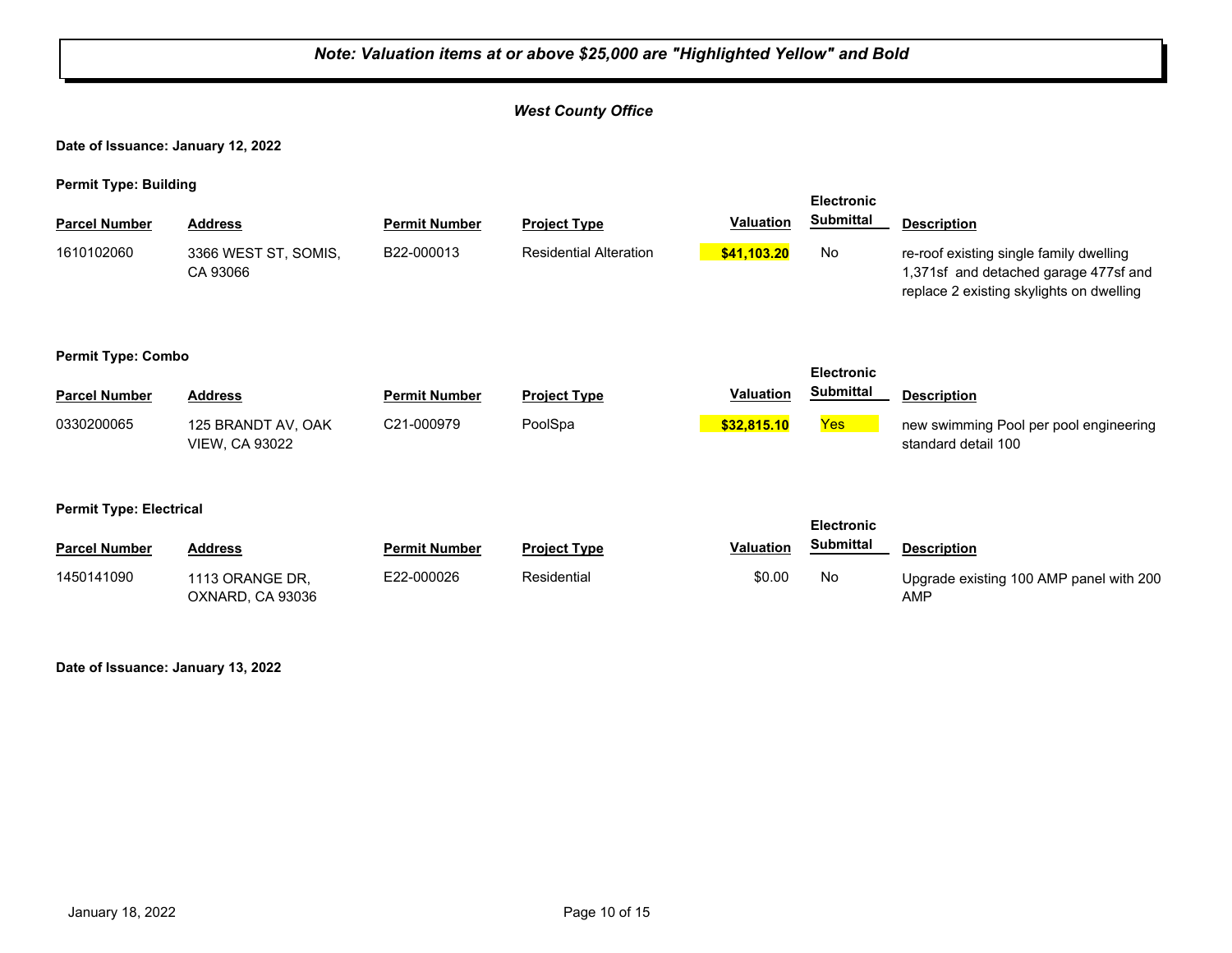***Note: Valuation items at or above $25,000 are "Highlighted Yellow" and Bold***

***West County Office***

**Date of Issuance: January 12, 2022**

**Permit Type: Building**

| Parcel Number | Address | Permit Number | Project Type | Valuation | Electronic Submittal | Description |
|---|---|---|---|---|---|---|
| 1610102060 | 3366 WEST ST, SOMIS, CA 93066 | B22-000013 | Residential Alteration | **$41,103.20** | No | re-roof existing single family dwelling 1,371sf and detached garage 477sf and replace 2 existing skylights on dwelling |

**Permit Type: Combo**

| Parcel Number | Address | Permit Number | Project Type | Valuation | Electronic Submittal | Description |
|---|---|---|---|---|---|---|
| 0330200065 | 125 BRANDT AV, OAK VIEW, CA 93022 | C21-000979 | PoolSpa | **$32,815.10** | Yes | new swimming Pool per pool engineering standard detail 100 |

**Permit Type: Electrical**

| Parcel Number | Address | Permit Number | Project Type | Valuation | Electronic Submittal | Description |
|---|---|---|---|---|---|---|
| 1450141090 | 1113 ORANGE DR, OXNARD, CA 93036 | E22-000026 | Residential | $0.00 | No | Upgrade existing 100 AMP panel with 200 AMP |

**Date of Issuance: January 13, 2022**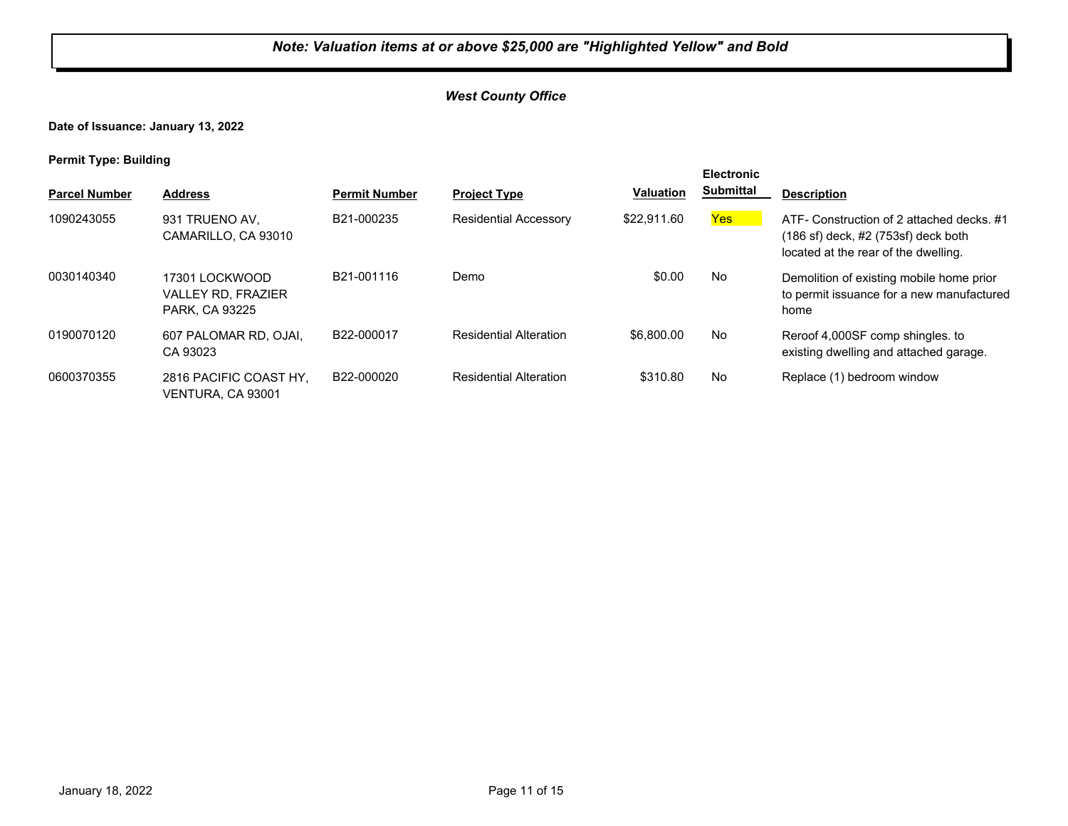***Note: Valuation items at or above $25,000 are "Highlighted Yellow" and Bold***

***West County Office***

**Date of Issuance: January 13, 2022**

**Permit Type: Building**

| Parcel Number | Address | Permit Number | Project Type | Valuation | Electronic Submittal | Description |
|---|---|---|---|---|---|---|
| 1090243055 | 931 TRUENO AV, CAMARILLO, CA 93010 | B21-000235 | Residential Accessory | $22,911.60 | Yes | ATF- Construction of 2 attached decks. #1 (186 sf) deck, #2 (753sf) deck both located at the rear of the dwelling. |
| 0030140340 | 17301 LOCKWOOD VALLEY RD, FRAZIER PARK, CA 93225 | B21-001116 | Demo | $0.00 | No | Demolition of existing mobile home prior to permit issuance for a new manufactured home |
| 0190070120 | 607 PALOMAR RD, OJAI, CA 93023 | B22-000017 | Residential Alteration | $6,800.00 | No | Reroof 4,000SF comp shingles. to existing dwelling and attached garage. |
| 0600370355 | 2816 PACIFIC COAST HY, VENTURA, CA 93001 | B22-000020 | Residential Alteration | $310.80 | No | Replace (1) bedroom window |

January 18, 2022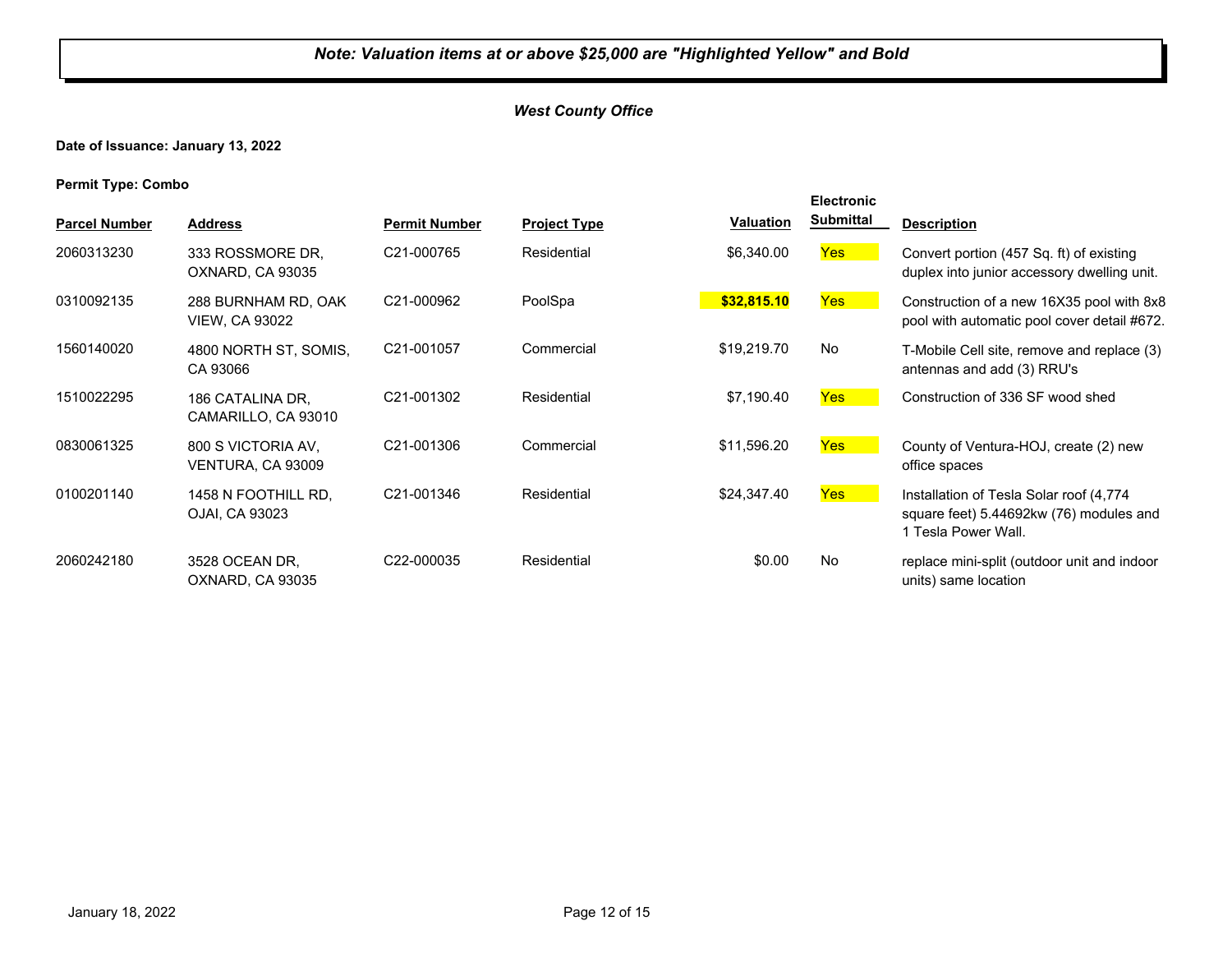***Note: Valuation items at or above $25,000 are "Highlighted Yellow" and Bold***

***West County Office***

**Date of Issuance: January 13, 2022**

**Permit Type: Combo**

| Parcel Number | Address | Permit Number | Project Type | Valuation | Electronic Submittal | Description |
|---|---|---|---|---|---|---|
| 2060313230 | 333 ROSSMORE DR, OXNARD, CA 93035 | C21-000765 | Residential | $6,340.00 | Yes | Convert portion (457 Sq. ft) of existing duplex into junior accessory dwelling unit. |
| 0310092135 | 288 BURNHAM RD, OAK VIEW, CA 93022 | C21-000962 | PoolSpa | **$32,815.10** | Yes | Construction of a new 16X35 pool with 8x8 pool with automatic pool cover detail #672. |
| 1560140020 | 4800 NORTH ST, SOMIS, CA 93066 | C21-001057 | Commercial | $19,219.70 | No | T-Mobile Cell site, remove and replace (3) antennas and add (3) RRU's |
| 1510022295 | 186 CATALINA DR, CAMARILLO, CA 93010 | C21-001302 | Residential | $7,190.40 | Yes | Construction of 336 SF wood shed |
| 0830061325 | 800 S VICTORIA AV, VENTURA, CA 93009 | C21-001306 | Commercial | $11,596.20 | Yes | County of Ventura-HOJ, create (2) new office spaces |
| 0100201140 | 1458 N FOOTHILL RD, OJAI, CA 93023 | C21-001346 | Residential | $24,347.40 | Yes | Installation of Tesla Solar roof (4,774 square feet) 5.44692kw (76) modules and 1 Tesla Power Wall. |
| 2060242180 | 3528 OCEAN DR, OXNARD, CA 93035 | C22-000035 | Residential | $0.00 | No | replace mini-split (outdoor unit and indoor units) same location |

January 18, 2022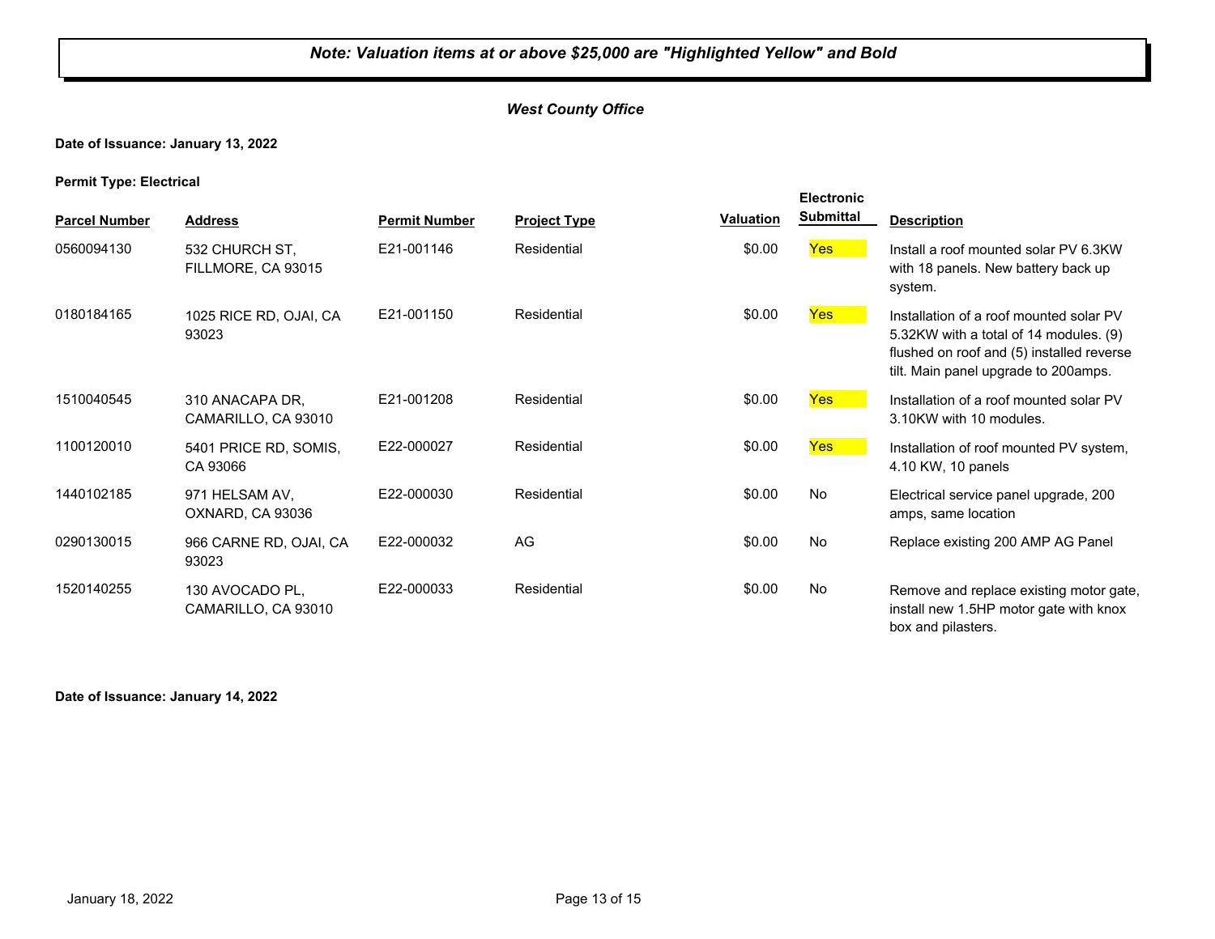***Note: Valuation items at or above $25,000 are "Highlighted Yellow" and Bold***

***West County Office***

**Date of Issuance: January 13, 2022**

**Permit Type: Electrical**

| Parcel Number | Address | Permit Number | Project Type | Valuation | Electronic Submittal | Description |
|---|---|---|---|---|---|---|
| 0560094130 | 532 CHURCH ST, FILLMORE, CA 93015 | E21-001146 | Residential | $0.00 | Yes | Install a roof mounted solar PV 6.3KW with 18 panels. New battery back up system. |
| 0180184165 | 1025 RICE RD, OJAI, CA 93023 | E21-001150 | Residential | $0.00 | Yes | Installation of a roof mounted solar PV 5.32KW with a total of 14 modules. (9) flushed on roof and (5) installed reverse tilt. Main panel upgrade to 200amps. |
| 1510040545 | 310 ANACAPA DR, CAMARILLO, CA 93010 | E21-001208 | Residential | $0.00 | Yes | Installation of a roof mounted solar PV 3.10KW with 10 modules. |
| 1100120010 | 5401 PRICE RD, SOMIS, CA 93066 | E22-000027 | Residential | $0.00 | Yes | Installation of roof mounted PV system, 4.10 KW, 10 panels |
| 1440102185 | 971 HELSAM AV, OXNARD, CA 93036 | E22-000030 | Residential | $0.00 | No | Electrical service panel upgrade, 200 amps, same location |
| 0290130015 | 966 CARNE RD, OJAI, CA 93023 | E22-000032 | AG | $0.00 | No | Replace existing 200 AMP AG Panel |
| 1520140255 | 130 AVOCADO PL, CAMARILLO, CA 93010 | E22-000033 | Residential | $0.00 | No | Remove and replace existing motor gate, install new 1.5HP motor gate with knox box and pilasters. |

**Date of Issuance: January 14, 2022**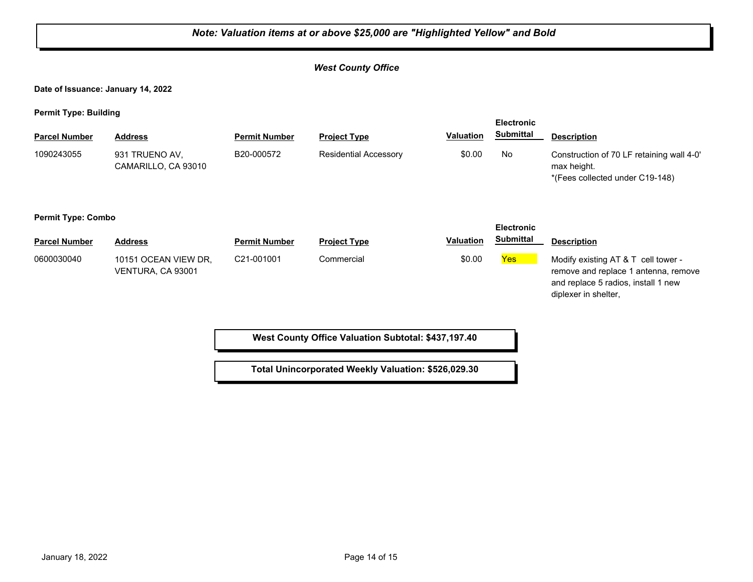**_Note: Valuation items at or above $25,000 are "Highlighted Yellow" and Bold_**

### _West County Office_

**Date of Issuance: January 14, 2022**

**Permit Type: Building**

| Parcel Number | Address | Permit Number | Project Type | Valuation | Electronic Submittal | Description |
|---|---|---|---|---|---|---|
| 1090243055 | 931 TRUENO AV, CAMARILLO, CA 93010 | B20-000572 | Residential Accessory | $0.00 | No | Construction of 70 LF retaining wall 4-0' max height. *(Fees collected under C19-148) |

**Permit Type: Combo**

| Parcel Number | Address | Permit Number | Project Type | Valuation | Electronic Submittal | Description |
|---|---|---|---|---|---|---|
| 0600030040 | 10151 OCEAN VIEW DR, VENTURA, CA 93001 | C21-001001 | Commercial | $0.00 | Yes | Modify existing AT & T cell tower - remove and replace 1 antenna, remove and replace 5 radios, install 1 new diplexer in shelter, |

**West County Office Valuation Subtotal: $437,197.40**

**Total Unincorporated Weekly Valuation: $526,029.30**

January 18, 2022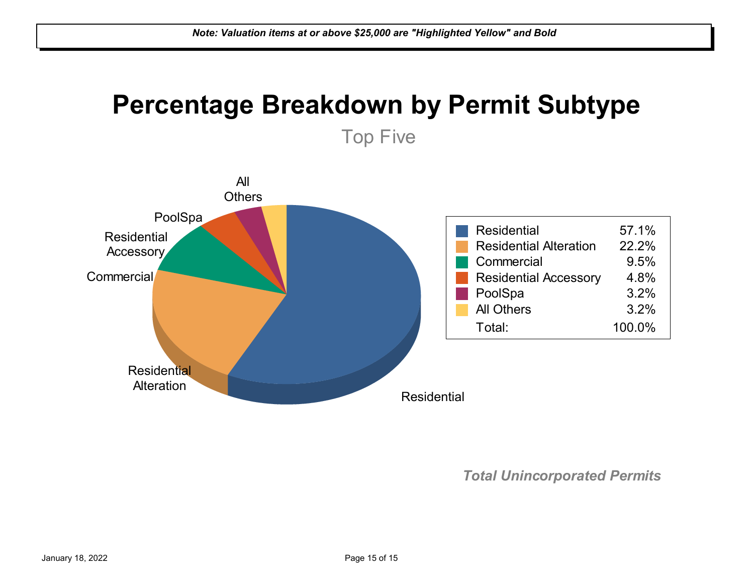*Note: Valuation items at or above $25,000 are "Highlighted Yellow" and Bold*

# Percentage Breakdown by Permit Subtype

Top Five

All Others
PoolSpa
Residential Accessory
Commercial
Residential Alteration
Residential

Residential 57.1%
Residential Alteration 22.2%
Commercial 9.5%
Residential Accessory 4.8%
PoolSpa 3.2%
All Others 3.2%
Total: 100.0%

*Total Unincorporated Permits*

January 18, 2022